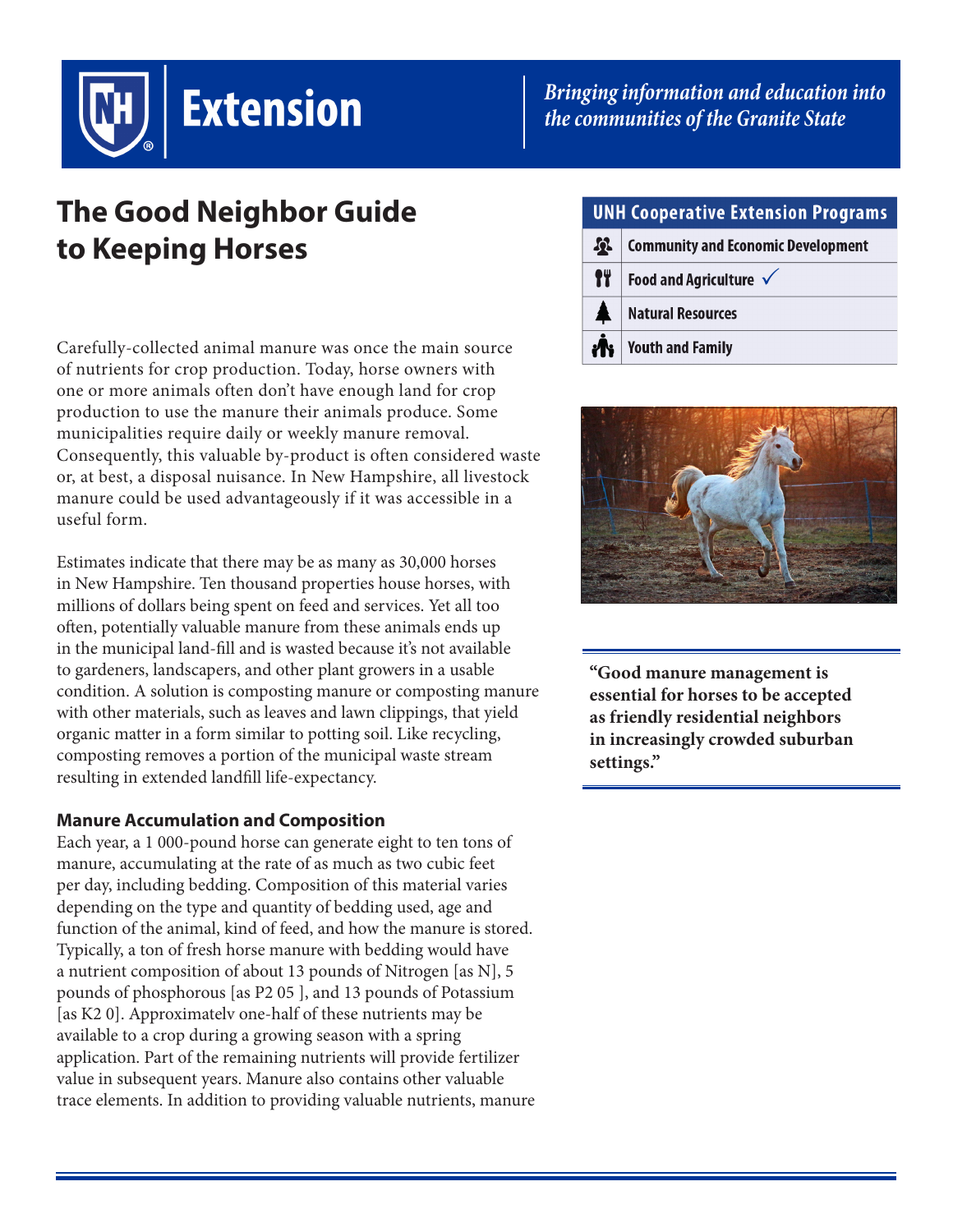Extension

*Bringing information and education into the communities of the Granite State*

# The Good Neighbor Guide to Keeping Horses

| UNH Cooperative Extension Programs |
|---|
| Community and Economic Development |
| Food and Agriculture ✓ |
| Natural Resources |
| Youth and Family |

Carefully-collected animal manure was once the main source of nutrients for crop production. Today, horse owners with one or more animals often don't have enough land for crop production to use the manure their animals produce. Some municipalities require daily or weekly manure removal. Consequently, this valuable by-product is often considered waste or, at best, a disposal nuisance. In New Hampshire, all livestock manure could be used advantageously if it was accessible in a useful form.

Estimates indicate that there may be as many as 30,000 horses in New Hampshire. Ten thousand properties house horses, with millions of dollars being spent on feed and services. Yet all too often, potentially valuable manure from these animals ends up in the municipal land-fill and is wasted because it's not available to gardeners, landscapers, and other plant growers in a usable condition. A solution is composting manure or composting manure with other materials, such as leaves and lawn clippings, that yield organic matter in a form similar to potting soil. Like recycling, composting removes a portion of the municipal waste stream resulting in extended landfill life-expectancy.

**"Good manure management is essential for horses to be accepted as friendly residential neighbors in increasingly crowded suburban settings."**

### Manure Accumulation and Composition

Each year, a 1 000-pound horse can generate eight to ten tons of manure, accumulating at the rate of as much as two cubic feet per day, including bedding. Composition of this material varies depending on the type and quantity of bedding used, age and function of the animal, kind of feed, and how the manure is stored. Typically, a ton of fresh horse manure with bedding would have a nutrient composition of about 13 pounds of Nitrogen [as N], 5 pounds of phosphorous [as $P_2O_5$ ], and 13 pounds of Potassium [as $K_2O$]. Approximatelv one-half of these nutrients may be available to a crop during a growing season with a spring application. Part of the remaining nutrients will provide fertilizer value in subsequent years. Manure also contains other valuable trace elements. In addition to providing valuable nutrients, manure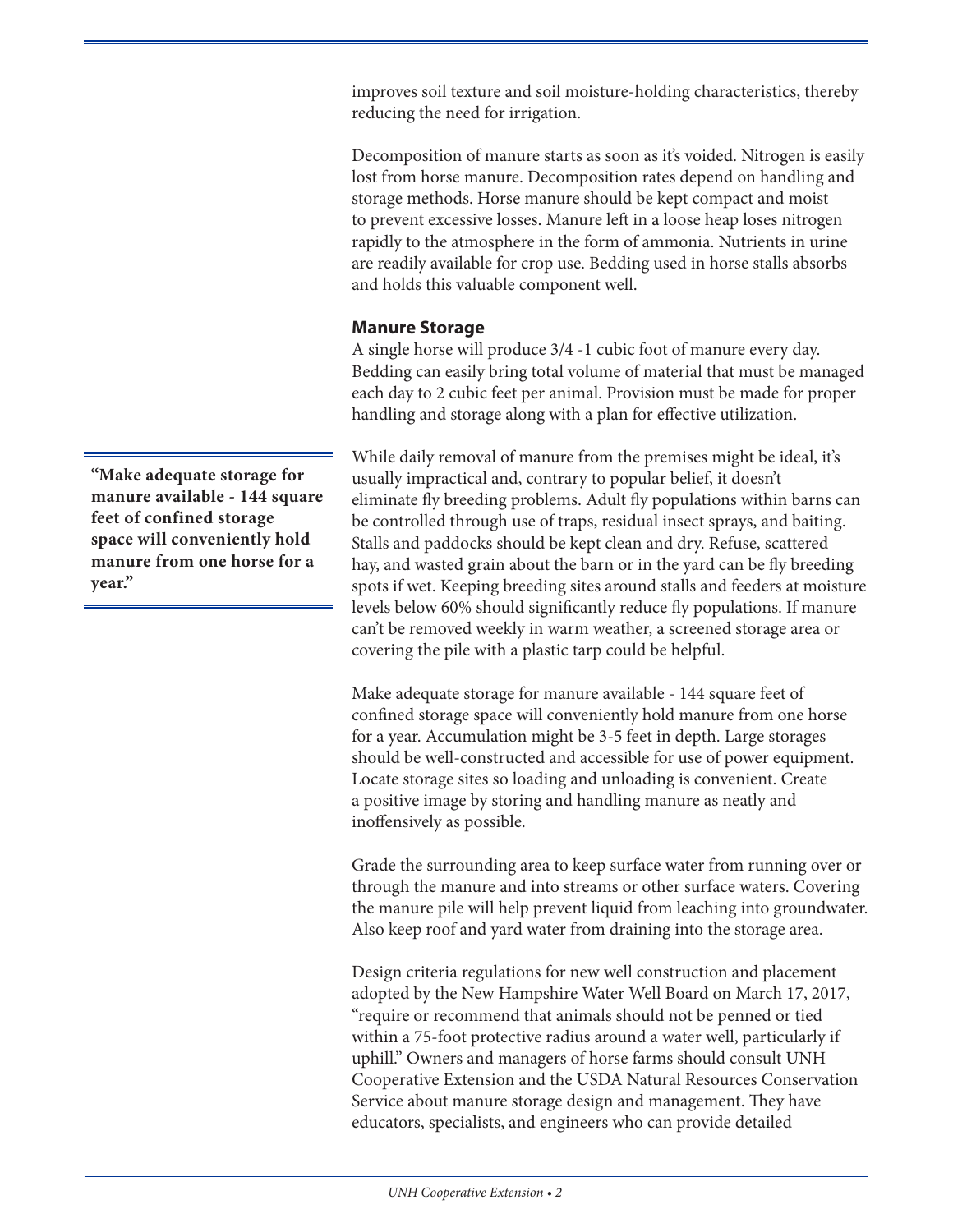improves soil texture and soil moisture-holding characteristics, thereby reducing the need for irrigation.

Decomposition of manure starts as soon as it's voided. Nitrogen is easily lost from horse manure. Decomposition rates depend on handling and storage methods. Horse manure should be kept compact and moist to prevent excessive losses. Manure left in a loose heap loses nitrogen rapidly to the atmosphere in the form of ammonia. Nutrients in urine are readily available for crop use. Bedding used in horse stalls absorbs and holds this valuable component well.

### Manure Storage

A single horse will produce 3/4 -1 cubic foot of manure every day. Bedding can easily bring total volume of material that must be managed each day to 2 cubic feet per animal. Provision must be made for proper handling and storage along with a plan for effective utilization.

While daily removal of manure from the premises might be ideal, it's usually impractical and, contrary to popular belief, it doesn't eliminate fly breeding problems. Adult fly populations within barns can be controlled through use of traps, residual insect sprays, and baiting. Stalls and paddocks should be kept clean and dry. Refuse, scattered hay, and wasted grain about the barn or in the yard can be fly breeding spots if wet. Keeping breeding sites around stalls and feeders at moisture levels below 60% should significantly reduce fly populations. If manure can't be removed weekly in warm weather, a screened storage area or covering the pile with a plastic tarp could be helpful.

**"Make adequate storage for manure available - 144 square feet of confined storage space will conveniently hold manure from one horse for a year."**

Make adequate storage for manure available - 144 square feet of confined storage space will conveniently hold manure from one horse for a year. Accumulation might be 3-5 feet in depth. Large storages should be well-constructed and accessible for use of power equipment. Locate storage sites so loading and unloading is convenient. Create a positive image by storing and handling manure as neatly and inoffensively as possible.

Grade the surrounding area to keep surface water from running over or through the manure and into streams or other surface waters. Covering the manure pile will help prevent liquid from leaching into groundwater. Also keep roof and yard water from draining into the storage area.

Design criteria regulations for new well construction and placement adopted by the New Hampshire Water Well Board on March 17, 2017, "require or recommend that animals should not be penned or tied within a 75-foot protective radius around a water well, particularly if uphill." Owners and managers of horse farms should consult UNH Cooperative Extension and the USDA Natural Resources Conservation Service about manure storage design and management. They have educators, specialists, and engineers who can provide detailed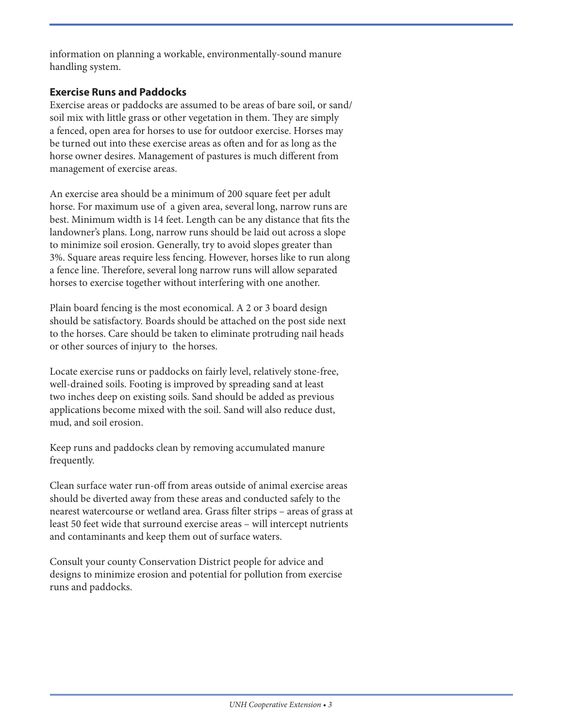information on planning a workable, environmentally-sound manure handling system.

### Exercise Runs and Paddocks

Exercise areas or paddocks are assumed to be areas of bare soil, or sand/soil mix with little grass or other vegetation in them. They are simply a fenced, open area for horses to use for outdoor exercise. Horses may be turned out into these exercise areas as often and for as long as the horse owner desires. Management of pastures is much different from management of exercise areas.

An exercise area should be a minimum of 200 square feet per adult horse. For maximum use of a given area, several long, narrow runs are best. Minimum width is 14 feet. Length can be any distance that fits the landowner's plans. Long, narrow runs should be laid out across a slope to minimize soil erosion. Generally, try to avoid slopes greater than 3%. Square areas require less fencing. However, horses like to run along a fence line. Therefore, several long narrow runs will allow separated horses to exercise together without interfering with one another.

Plain board fencing is the most economical. A 2 or 3 board design should be satisfactory. Boards should be attached on the post side next to the horses. Care should be taken to eliminate protruding nail heads or other sources of injury to the horses.

Locate exercise runs or paddocks on fairly level, relatively stone-free, well-drained soils. Footing is improved by spreading sand at least two inches deep on existing soils. Sand should be added as previous applications become mixed with the soil. Sand will also reduce dust, mud, and soil erosion.

Keep runs and paddocks clean by removing accumulated manure frequently.

Clean surface water run-off from areas outside of animal exercise areas should be diverted away from these areas and conducted safely to the nearest watercourse or wetland area. Grass filter strips – areas of grass at least 50 feet wide that surround exercise areas – will intercept nutrients and contaminants and keep them out of surface waters.

Consult your county Conservation District people for advice and designs to minimize erosion and potential for pollution from exercise runs and paddocks.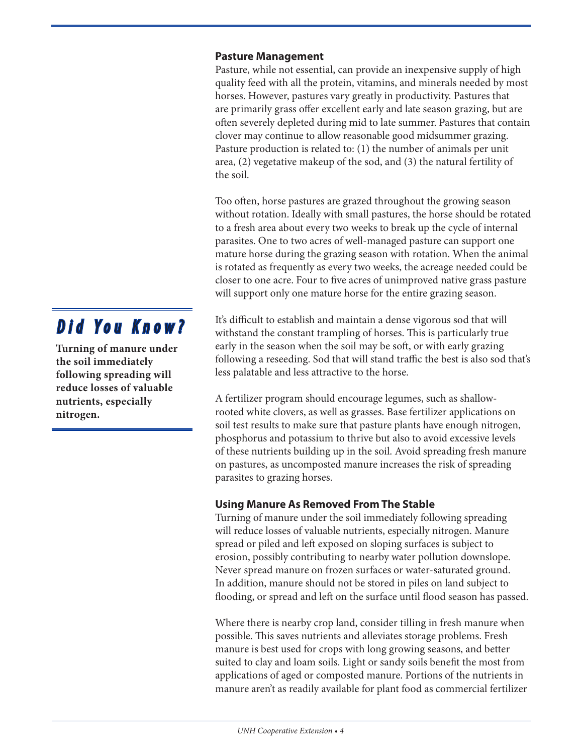### Pasture Management

Pasture, while not essential, can provide an inexpensive supply of high quality feed with all the protein, vitamins, and minerals needed by most horses. However, pastures vary greatly in productivity. Pastures that are primarily grass offer excellent early and late season grazing, but are often severely depleted during mid to late summer. Pastures that contain clover may continue to allow reasonable good midsummer grazing. Pasture production is related to: (1) the number of animals per unit area, (2) vegetative makeup of the sod, and (3) the natural fertility of the soil.

Too often, horse pastures are grazed throughout the growing season without rotation. Ideally with small pastures, the horse should be rotated to a fresh area about every two weeks to break up the cycle of internal parasites. One to two acres of well-managed pasture can support one mature horse during the grazing season with rotation. When the animal is rotated as frequently as every two weeks, the acreage needed could be closer to one acre. Four to five acres of unimproved native grass pasture will support only one mature horse for the entire grazing season.

> ## *Did You Know?*
>
> **Turning of manure under the soil immediately following spreading will reduce losses of valuable nutrients, especially nitrogen.**

It's difficult to establish and maintain a dense vigorous sod that will withstand the constant trampling of horses. This is particularly true early in the season when the soil may be soft, or with early grazing following a reseeding. Sod that will stand traffic the best is also sod that's less palatable and less attractive to the horse.

A fertilizer program should encourage legumes, such as shallow-rooted white clovers, as well as grasses. Base fertilizer applications on soil test results to make sure that pasture plants have enough nitrogen, phosphorus and potassium to thrive but also to avoid excessive levels of these nutrients building up in the soil. Avoid spreading fresh manure on pastures, as uncomposted manure increases the risk of spreading parasites to grazing horses.

### Using Manure As Removed From The Stable

Turning of manure under the soil immediately following spreading will reduce losses of valuable nutrients, especially nitrogen. Manure spread or piled and left exposed on sloping surfaces is subject to erosion, possibly contributing to nearby water pollution downslope. Never spread manure on frozen surfaces or water-saturated ground. In addition, manure should not be stored in piles on land subject to flooding, or spread and left on the surface until flood season has passed.

Where there is nearby crop land, consider tilling in fresh manure when possible. This saves nutrients and alleviates storage problems. Fresh manure is best used for crops with long growing seasons, and better suited to clay and loam soils. Light or sandy soils benefit the most from applications of aged or composted manure. Portions of the nutrients in manure aren't as readily available for plant food as commercial fertilizer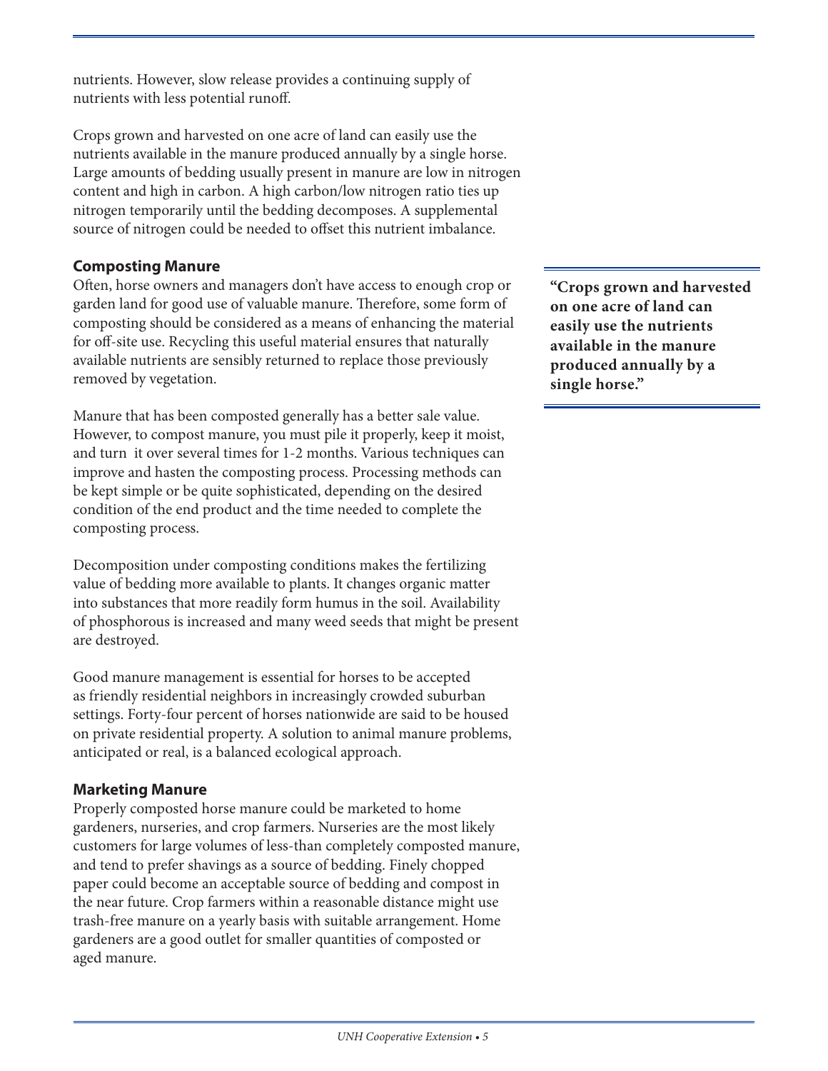nutrients. However, slow release provides a continuing supply of nutrients with less potential runoff.

Crops grown and harvested on one acre of land can easily use the nutrients available in the manure produced annually by a single horse. Large amounts of bedding usually present in manure are low in nitrogen content and high in carbon. A high carbon/low nitrogen ratio ties up nitrogen temporarily until the bedding decomposes. A supplemental source of nitrogen could be needed to offset this nutrient imbalance.

> **"Crops grown and harvested on one acre of land can easily use the nutrients available in the manure produced annually by a single horse."**

### Composting Manure

Often, horse owners and managers don't have access to enough crop or garden land for good use of valuable manure. Therefore, some form of composting should be considered as a means of enhancing the material for off-site use. Recycling this useful material ensures that naturally available nutrients are sensibly returned to replace those previously removed by vegetation.

Manure that has been composted generally has a better sale value. However, to compost manure, you must pile it properly, keep it moist, and turn it over several times for 1-2 months. Various techniques can improve and hasten the composting process. Processing methods can be kept simple or be quite sophisticated, depending on the desired condition of the end product and the time needed to complete the composting process.

Decomposition under composting conditions makes the fertilizing value of bedding more available to plants. It changes organic matter into substances that more readily form humus in the soil. Availability of phosphorous is increased and many weed seeds that might be present are destroyed.

Good manure management is essential for horses to be accepted as friendly residential neighbors in increasingly crowded suburban settings. Forty-four percent of horses nationwide are said to be housed on private residential property. A solution to animal manure problems, anticipated or real, is a balanced ecological approach.

### Marketing Manure

Properly composted horse manure could be marketed to home gardeners, nurseries, and crop farmers. Nurseries are the most likely customers for large volumes of less-than completely composted manure, and tend to prefer shavings as a source of bedding. Finely chopped paper could become an acceptable source of bedding and compost in the near future. Crop farmers within a reasonable distance might use trash-free manure on a yearly basis with suitable arrangement. Home gardeners are a good outlet for smaller quantities of composted or aged manure.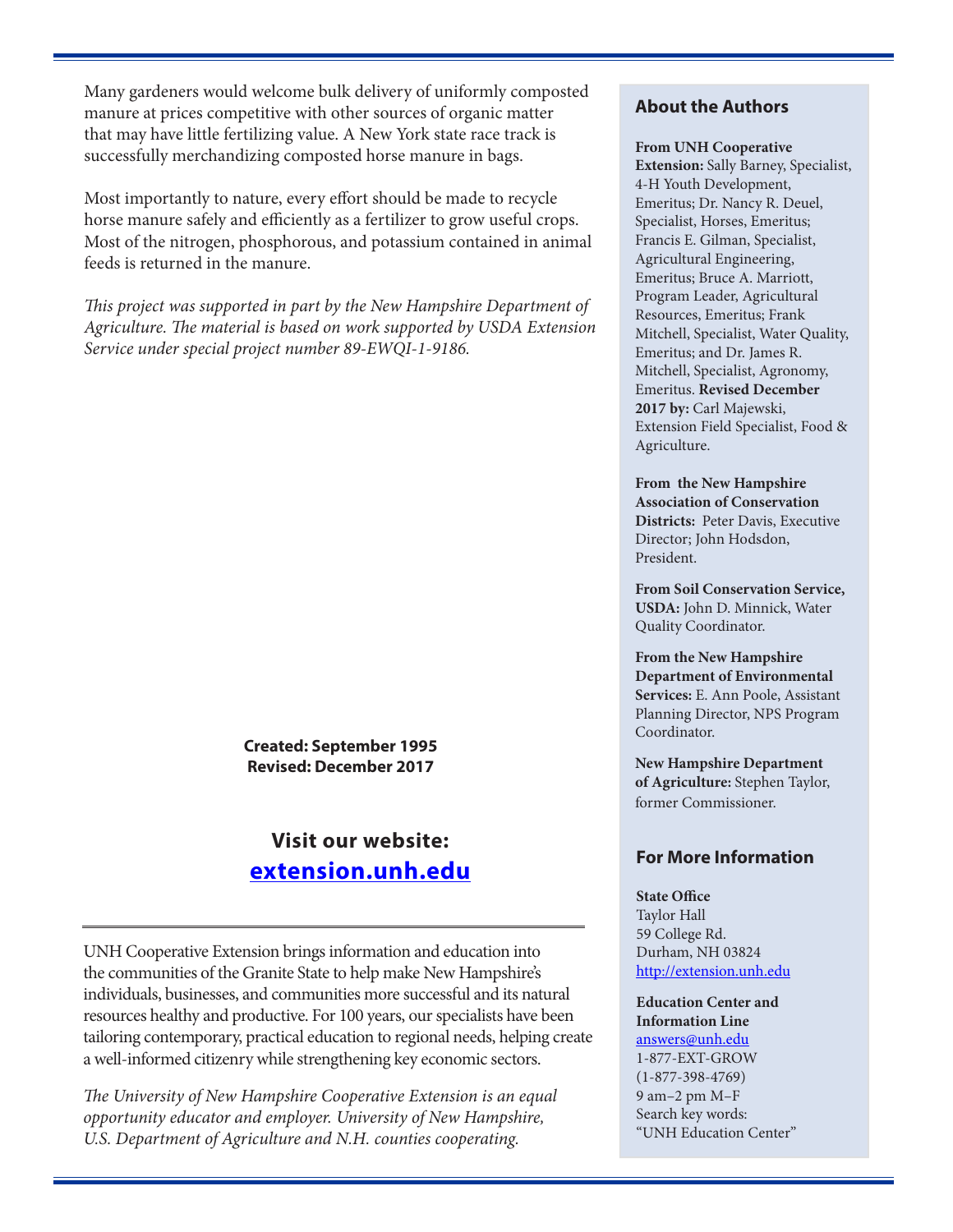Many gardeners would welcome bulk delivery of uniformly composted manure at prices competitive with other sources of organic matter that may have little fertilizing value. A New York state race track is successfully merchandizing composted horse manure in bags.

Most importantly to nature, every effort should be made to recycle horse manure safely and efficiently as a fertilizer to grow useful crops. Most of the nitrogen, phosphorous, and potassium contained in animal feeds is returned in the manure.

*This project was supported in part by the New Hampshire Department of Agriculture. The material is based on work supported by USDA Extension Service under special project number 89-EWQI-1-9186.*

**Created: September 1995**
**Revised: December 2017**

## Visit our website: [extension.unh.edu](extension.unh.edu)

---

UNH Cooperative Extension brings information and education into the communities of the Granite State to help make New Hampshire's individuals, businesses, and communities more successful and its natural resources healthy and productive. For 100 years, our specialists have been tailoring contemporary, practical education to regional needs, helping create a well-informed citizenry while strengthening key economic sectors.

*The University of New Hampshire Cooperative Extension is an equal opportunity educator and employer. University of New Hampshire, U.S. Department of Agriculture and N.H. counties cooperating.*

## About the Authors

**From UNH Cooperative Extension:** Sally Barney, Specialist, 4-H Youth Development, Emeritus; Dr. Nancy R. Deuel, Specialist, Horses, Emeritus; Francis E. Gilman, Specialist, Agricultural Engineering, Emeritus; Bruce A. Marriott, Program Leader, Agricultural Resources, Emeritus; Frank Mitchell, Specialist, Water Quality, Emeritus; and Dr. James R. Mitchell, Specialist, Agronomy, Emeritus. **Revised December 2017 by:** Carl Majewski, Extension Field Specialist, Food & Agriculture.

**From the New Hampshire Association of Conservation Districts:** Peter Davis, Executive Director; John Hodsdon, President.

**From Soil Conservation Service, USDA:** John D. Minnick, Water Quality Coordinator.

**From the New Hampshire Department of Environmental Services:** E. Ann Poole, Assistant Planning Director, NPS Program Coordinator.

**New Hampshire Department of Agriculture:** Stephen Taylor, former Commissioner.

## For More Information

**State Office**
Taylor Hall
59 College Rd.
Durham, NH 03824
[http://extension.unh.edu](http://extension.unh.edu)

**Education Center and Information Line**
[answers@unh.edu](mailto:answers@unh.edu)
1-877-EXT-GROW
(1-877-398-4769)
9 am–2 pm M–F
Search key words:
"UNH Education Center"